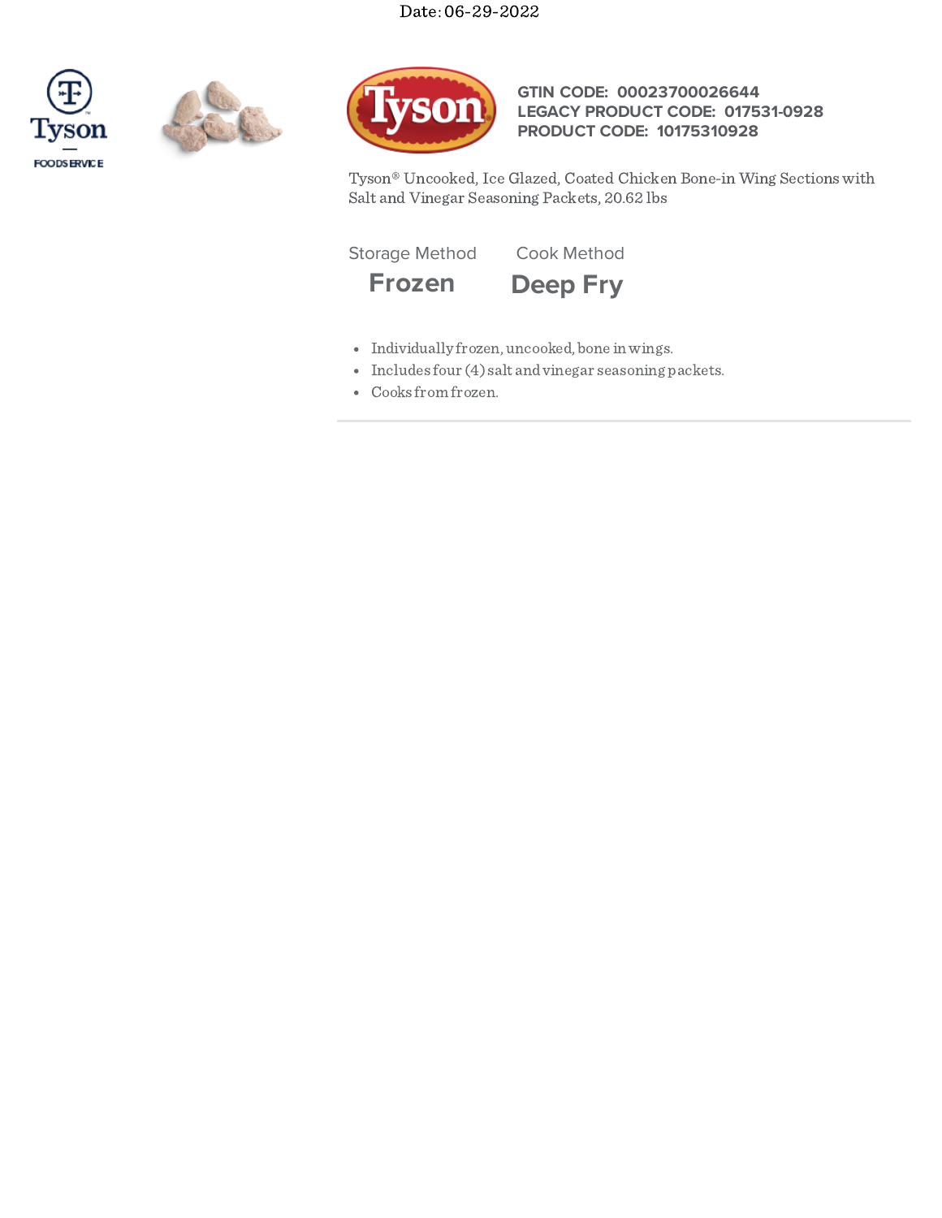Date: 06-29-2022

**GTIN CODE:** 00023700026644
**LEGACY PRODUCT CODE:** 017531-0928
**PRODUCT CODE:** 10175310928

Tyson® Uncooked, Ice Glazed, Coated Chicken Bone-in Wing Sections with Salt and Vinegar Seasoning Packets, 20.62 lbs

| Storage Method | Cook Method |
| --- | --- |
| **Frozen** | **Deep Fry** |

- Individually frozen, uncooked, bone in wings.
- Includes four (4) salt and vinegar seasoning packets.
- Cooks from frozen.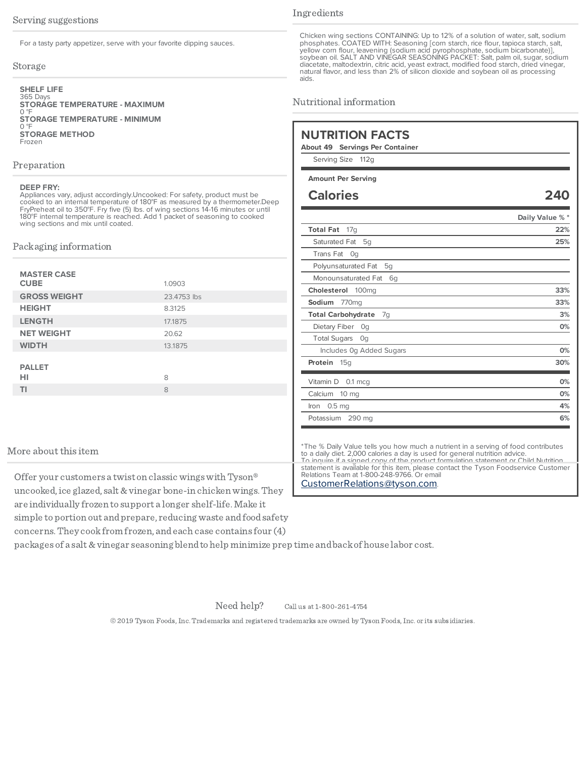## Serving suggestions

For a tasty party appetizer, serve with your favorite dipping sauces.

## Storage

**SHELF LIFE**
365 Days
**STORAGE TEMPERATURE - MAXIMUM**
0 °F
**STORAGE TEMPERATURE - MINIMUM**
0 °F
**STORAGE METHOD**
Frozen

## Preparation

**DEEP FRY:**
Appliances vary, adjust accordingly.Uncooked: For safety, product must be cooked to an internal temperature of 180°F as measured by a thermometer.Deep FryPreheat oil to 350°F. Fry five (5) lbs. of wing sections 14-16 minutes or until 180°F internal temperature is reached. Add 1 packet of seasoning to cooked wing sections and mix until coated.

## Packaging information

| | |
|---|---|
| **MASTER CASE** | |
| **CUBE** | 1.0903 |
| **GROSS WEIGHT** | 23.4753 lbs |
| **HEIGHT** | 8.3125 |
| **LENGTH** | 17.1875 |
| **NET WEIGHT** | 20.62 |
| **WIDTH** | 13.1875 |
| **PALLET** | |
| **HI** | 8 |
| **TI** | 8 |

## Ingredients

Chicken wing sections CONTAINING: Up to 12% of a solution of water, salt, sodium phosphates. COATED WITH: Seasoning [corn starch, rice flour, tapioca starch, salt, yellow corn flour, leavening (sodium acid pyrophosphate, sodium bicarbonate)], soybean oil. SALT AND VINEGAR SEASONING PACKET: Salt, palm oil, sugar, sodium diacetate, maltodextrin, citric acid, yeast extract, modified food starch, dried vinegar, natural flavor, and less than 2% of silicon dioxide and soybean oil as processing aids.

## Nutritional information

### NUTRITION FACTS

**About 49 Servings Per Container**
Serving Size 112g

**Amount Per Serving**

| | |
|---|---|
| **Calories** | **240** |
| | **Daily Value % \*** |
| **Total Fat** 17g | **22%** |
| Saturated Fat 5g | **25%** |
| Trans Fat 0g | |
| Polyunsaturated Fat 5g | |
| Monounsaturated Fat 6g | |
| **Cholesterol** 100mg | **33%** |
| **Sodium** 770mg | **33%** |
| **Total Carbohydrate** 7g | **3%** |
| Dietary Fiber 0g | **0%** |
| Total Sugars 0g | |
| Includes 0g Added Sugars | **0%** |
| **Protein** 15g | **30%** |
| Vitamin D 0.1 mcg | **0%** |
| Calcium 10 mg | **0%** |
| Iron 0.5 mg | **4%** |
| Potassium 290 mg | **6%** |

*The % Daily Value tells you how much a nutrient in a serving of food contributes to a daily diet. 2,000 calories a day is used for general nutrition advice.
To inquire if a signed copy of the product formulation statement or Child Nutrition statement is available for this item, please contact the Tyson Foodservice Customer Relations Team at 1-800-248-9766. Or email CustomerRelations@tyson.com.

## More about this item

Offer your customers a twist on classic wings with Tyson® uncooked, ice glazed, salt & vinegar bone-in chicken wings. They are individually frozen to support a longer shelf-life. Make it simple to portion out and prepare, reducing waste and food safety concerns. They cook from frozen, and each case contains four (4) packages of a salt & vinegar seasoning blend to help minimize prep time and back of house labor cost.

Need help? Call us at 1-800-261-4754

© 2019 Tyson Foods, Inc. Trademarks and registered trademarks are owned by Tyson Foods, Inc. or its subsidiaries.